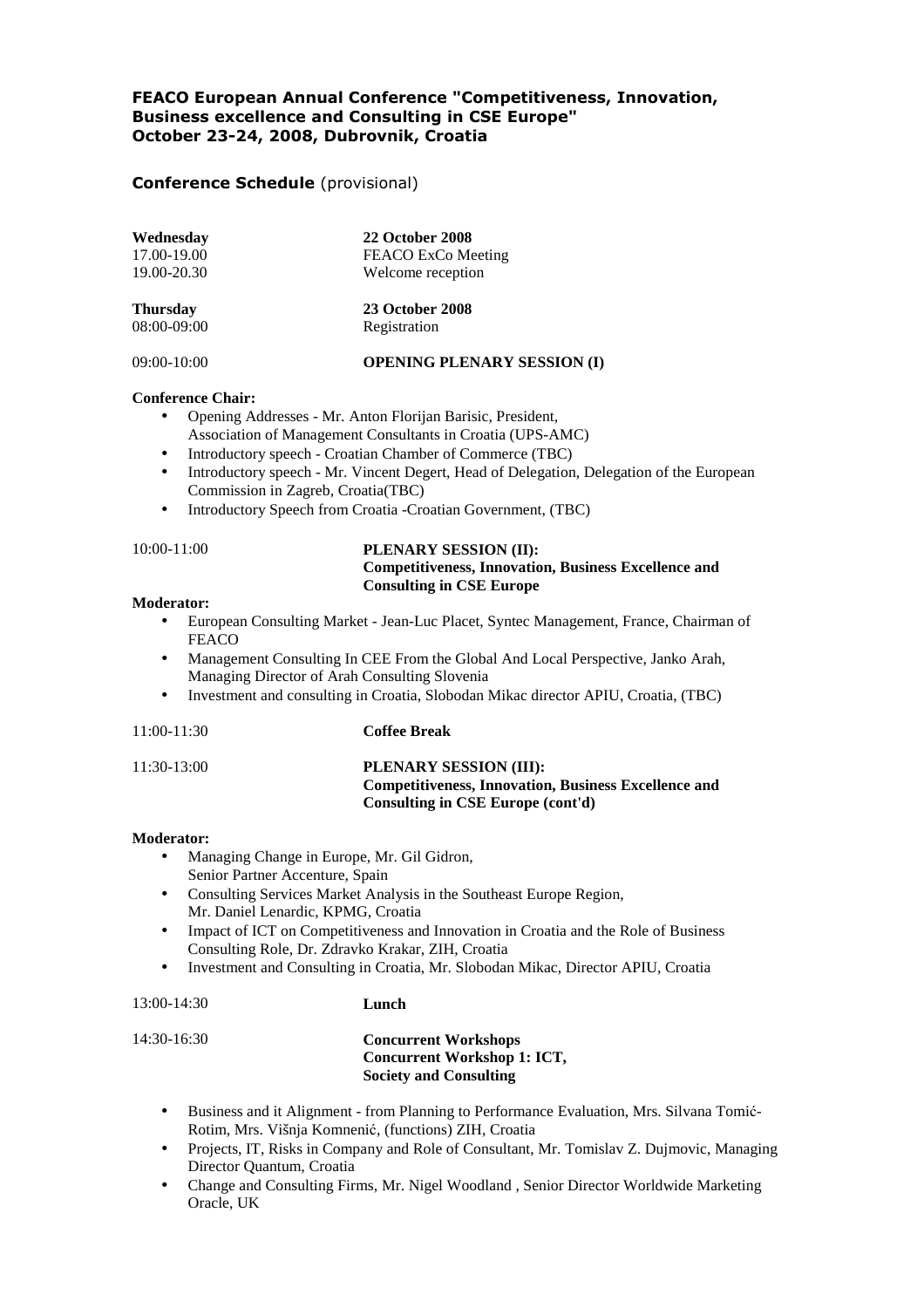**FEACO European Annual Conference "Competitiveness, Innovation, Business excellence and Consulting in CSE Europe"**
**October 23-24, 2008, Dubrovnik, Croatia**

**Conference Schedule** (provisional)

| **Wednesday** | **22 October 2008** |
|---|---|
| 17.00-19.00 | FEACO ExCo Meeting |
| 19.00-20.30 | Welcome reception |

| **Thursday** | **23 October 2008** |
|---|---|
| 08:00-09:00 | Registration |

09:00-10:00 **OPENING PLENARY SESSION (I)**

**Conference Chair:**

- Opening Addresses - Mr. Anton Florijan Barisic, President, Association of Management Consultants in Croatia (UPS-AMC)
- Introductory speech - Croatian Chamber of Commerce (TBC)
- Introductory speech - Mr. Vincent Degert, Head of Delegation, Delegation of the European Commission in Zagreb, Croatia(TBC)
- Introductory Speech from Croatia -Croatian Government, (TBC)

10:00-11:00 **PLENARY SESSION (II): Competitiveness, Innovation, Business Excellence and Consulting in CSE Europe**

**Moderator:**

- European Consulting Market - Jean-Luc Placet, Syntec Management, France, Chairman of FEACO
- Management Consulting In CEE From the Global And Local Perspective, Janko Arah, Managing Director of Arah Consulting Slovenia
- Investment and consulting in Croatia, Slobodan Mikac director APIU, Croatia, (TBC)

11:00-11:30 **Coffee Break**

11:30-13:00 **PLENARY SESSION (III): Competitiveness, Innovation, Business Excellence and Consulting in CSE Europe (cont'd)**

**Moderator:**

- Managing Change in Europe, Mr. Gil Gidron, Senior Partner Accenture, Spain
- Consulting Services Market Analysis in the Southeast Europe Region, Mr. Daniel Lenardic, KPMG, Croatia
- Impact of ICT on Competitiveness and Innovation in Croatia and the Role of Business Consulting Role, Dr. Zdravko Krakar, ZIH, Croatia
- Investment and Consulting in Croatia, Mr. Slobodan Mikac, Director APIU, Croatia

13:00-14:30 **Lunch**

14:30-16:30 **Concurrent Workshops**
**Concurrent Workshop 1: ICT, Society and Consulting**

- Business and it Alignment - from Planning to Performance Evaluation, Mrs. Silvana Tomić-Rotim, Mrs. Višnja Komnenić, (functions) ZIH, Croatia
- Projects, IT, Risks in Company and Role of Consultant, Mr. Tomislav Z. Dujmovic, Managing Director Quantum, Croatia
- Change and Consulting Firms, Mr. Nigel Woodland , Senior Director Worldwide Marketing Oracle, UK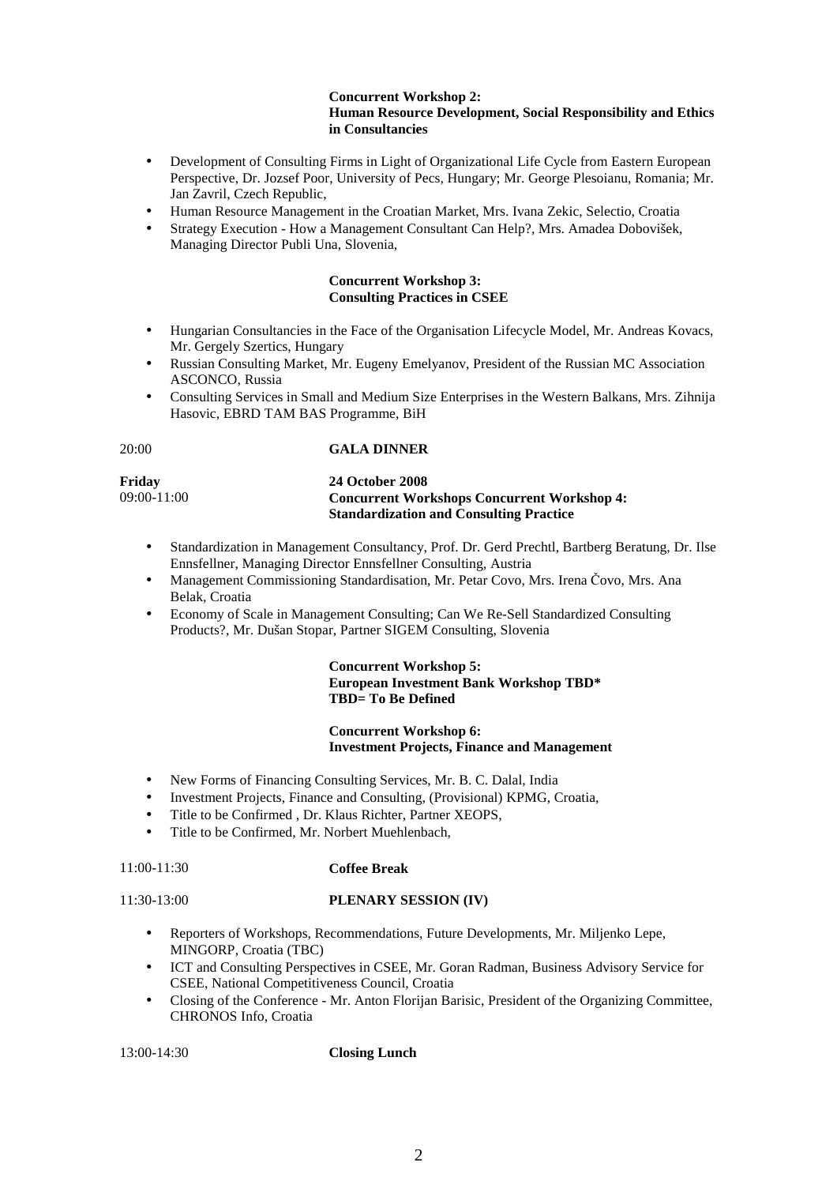**Concurrent Workshop 2:**
**Human Resource Development, Social Responsibility and Ethics in Consultancies**

- Development of Consulting Firms in Light of Organizational Life Cycle from Eastern European Perspective, Dr. Jozsef Poor, University of Pecs, Hungary; Mr. George Plesoianu, Romania; Mr. Jan Zavril, Czech Republic,
- Human Resource Management in the Croatian Market, Mrs. Ivana Zekic, Selectio, Croatia
- Strategy Execution - How a Management Consultant Can Help?, Mrs. Amadea Dobovišek, Managing Director Publi Una, Slovenia,

**Concurrent Workshop 3:**
**Consulting Practices in CSEE**

- Hungarian Consultancies in the Face of the Organisation Lifecycle Model, Mr. Andreas Kovacs, Mr. Gergely Szertics, Hungary
- Russian Consulting Market, Mr. Eugeny Emelyanov, President of the Russian MC Association ASCONCO, Russia
- Consulting Services in Small and Medium Size Enterprises in the Western Balkans, Mrs. Zihnija Hasovic, EBRD TAM BAS Programme, BiH

20:00 **GALA DINNER**

**Friday** **24 October 2008**
09:00-11:00 **Concurrent Workshops Concurrent Workshop 4:**
**Standardization and Consulting Practice**

- Standardization in Management Consultancy, Prof. Dr. Gerd Prechtl, Bartberg Beratung, Dr. Ilse Ennsfellner, Managing Director Ennsfellner Consulting, Austria
- Management Commissioning Standardisation, Mr. Petar Covo, Mrs. Irena Čovo, Mrs. Ana Belak, Croatia
- Economy of Scale in Management Consulting; Can We Re-Sell Standardized Consulting Products?, Mr. Dušan Stopar, Partner SIGEM Consulting, Slovenia

**Concurrent Workshop 5:**
**European Investment Bank Workshop TBD***
**TBD= To Be Defined**

**Concurrent Workshop 6:**
**Investment Projects, Finance and Management**

- New Forms of Financing Consulting Services, Mr. B. C. Dalal, India
- Investment Projects, Finance and Consulting, (Provisional) KPMG, Croatia,
- Title to be Confirmed , Dr. Klaus Richter, Partner XEOPS,
- Title to be Confirmed, Mr. Norbert Muehlenbach,

11:00-11:30 **Coffee Break**

11:30-13:00 **PLENARY SESSION (IV)**

- Reporters of Workshops, Recommendations, Future Developments, Mr. Miljenko Lepe, MINGORP, Croatia (TBC)
- ICT and Consulting Perspectives in CSEE, Mr. Goran Radman, Business Advisory Service for CSEE, National Competitiveness Council, Croatia
- Closing of the Conference - Mr. Anton Florijan Barisic, President of the Organizing Committee, CHRONOS Info, Croatia

13:00-14:30 **Closing Lunch**